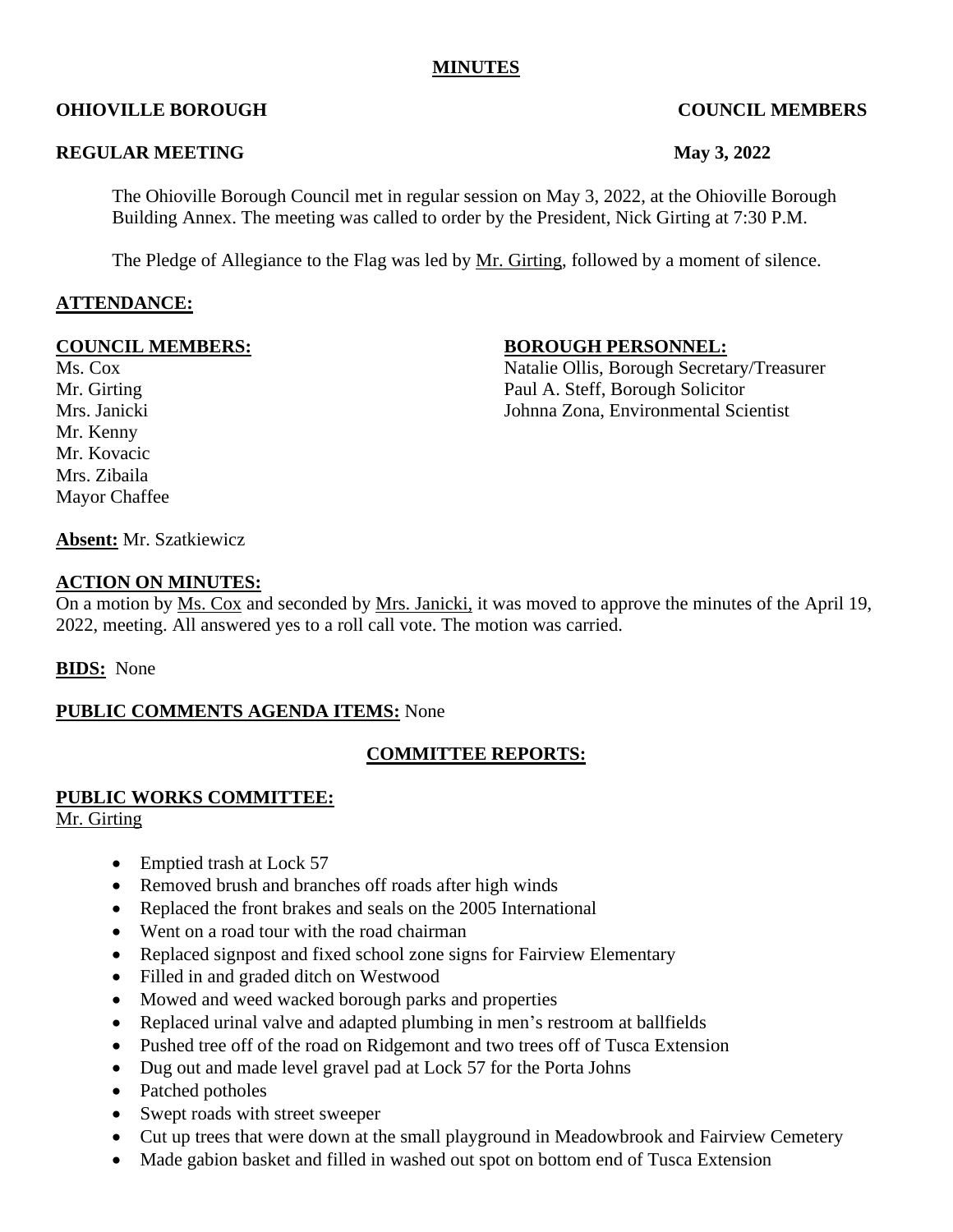# MINUTES

**OHIOVILLE BOROUGH** **COUNCIL MEMBERS**

**REGULAR MEETING** **May 3, 2022**

The Ohioville Borough Council met in regular session on May 3, 2022, at the Ohioville Borough Building Annex. The meeting was called to order by the President, Nick Girting at 7:30 P.M.

The Pledge of Allegiance to the Flag was led by Mr. Girting, followed by a moment of silence.

## ATTENDANCE:

**COUNCIL MEMBERS:**

Ms. Cox
Mr. Girting
Mrs. Janicki
Mr. Kenny
Mr. Kovacic
Mrs. Zibaila
Mayor Chaffee

**BOROUGH PERSONNEL:**

Natalie Ollis, Borough Secretary/Treasurer
Paul A. Steff, Borough Solicitor
Johnna Zona, Environmental Scientist

**Absent:** Mr. Szatkiewicz

## ACTION ON MINUTES:

On a motion by Ms. Cox and seconded by Mrs. Janicki, it was moved to approve the minutes of the April 19, 2022, meeting. All answered yes to a roll call vote. The motion was carried.

**BIDS:** None

**PUBLIC COMMENTS AGENDA ITEMS:** None

## COMMITTEE REPORTS:

### PUBLIC WORKS COMMITTEE:

Mr. Girting

- Emptied trash at Lock 57
- Removed brush and branches off roads after high winds
- Replaced the front brakes and seals on the 2005 International
- Went on a road tour with the road chairman
- Replaced signpost and fixed school zone signs for Fairview Elementary
- Filled in and graded ditch on Westwood
- Mowed and weed wacked borough parks and properties
- Replaced urinal valve and adapted plumbing in men's restroom at ballfields
- Pushed tree off of the road on Ridgemont and two trees off of Tusca Extension
- Dug out and made level gravel pad at Lock 57 for the Porta Johns
- Patched potholes
- Swept roads with street sweeper
- Cut up trees that were down at the small playground in Meadowbrook and Fairview Cemetery
- Made gabion basket and filled in washed out spot on bottom end of Tusca Extension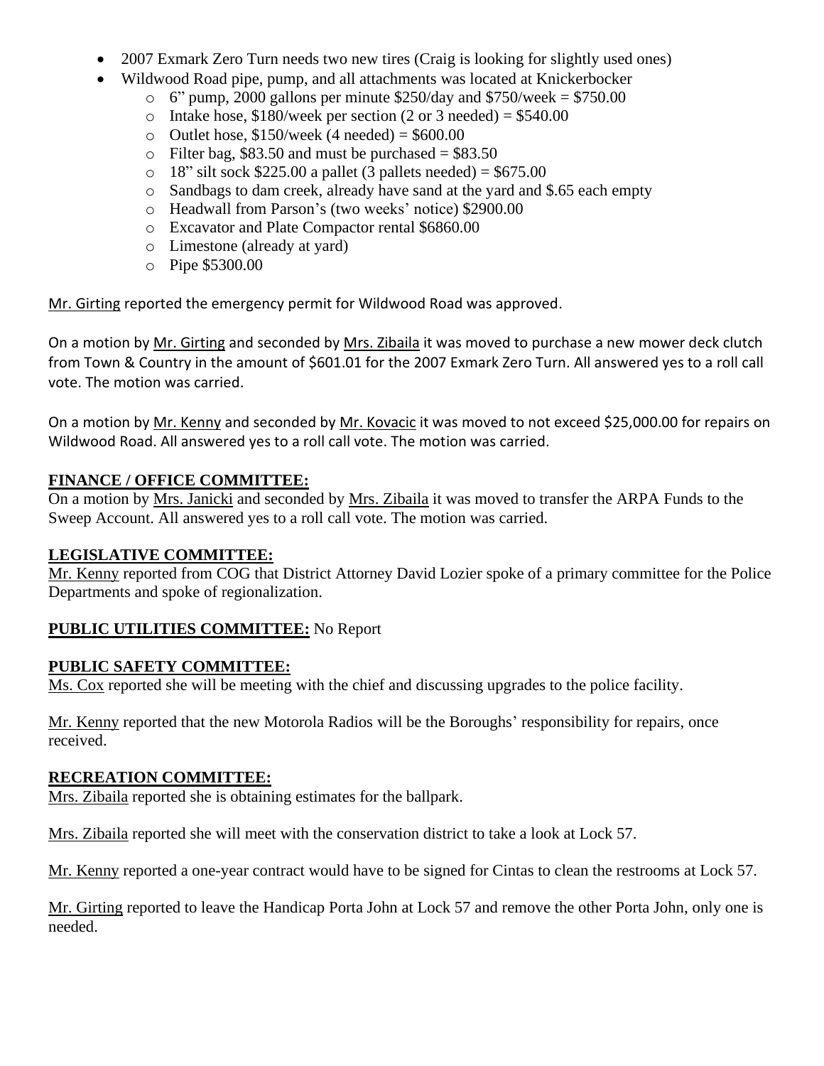- 2007 Exmark Zero Turn needs two new tires (Craig is looking for slightly used ones)
- Wildwood Road pipe, pump, and all attachments was located at Knickerbocker
  - 6" pump, 2000 gallons per minute $250/day and $750/week = $750.00
  - Intake hose, $180/week per section (2 or 3 needed) = $540.00
  - Outlet hose, $150/week (4 needed) = $600.00
  - Filter bag, $83.50 and must be purchased = $83.50
  - 18" silt sock $225.00 a pallet (3 pallets needed) = $675.00
  - Sandbags to dam creek, already have sand at the yard and $.65 each empty
  - Headwall from Parson's (two weeks' notice) $2900.00
  - Excavator and Plate Compactor rental $6860.00
  - Limestone (already at yard)
  - Pipe $5300.00

Mr. Girting reported the emergency permit for Wildwood Road was approved.

On a motion by Mr. Girting and seconded by Mrs. Zibaila it was moved to purchase a new mower deck clutch from Town & Country in the amount of $601.01 for the 2007 Exmark Zero Turn. All answered yes to a roll call vote. The motion was carried.

On a motion by Mr. Kenny and seconded by Mr. Kovacic it was moved to not exceed $25,000.00 for repairs on Wildwood Road. All answered yes to a roll call vote. The motion was carried.

**FINANCE / OFFICE COMMITTEE:**

On a motion by Mrs. Janicki and seconded by Mrs. Zibaila it was moved to transfer the ARPA Funds to the Sweep Account. All answered yes to a roll call vote. The motion was carried.

**LEGISLATIVE COMMITTEE:**

Mr. Kenny reported from COG that District Attorney David Lozier spoke of a primary committee for the Police Departments and spoke of regionalization.

**PUBLIC UTILITIES COMMITTEE:** No Report

**PUBLIC SAFETY COMMITTEE:**

Ms. Cox reported she will be meeting with the chief and discussing upgrades to the police facility.

Mr. Kenny reported that the new Motorola Radios will be the Boroughs' responsibility for repairs, once received.

**RECREATION COMMITTEE:**

Mrs. Zibaila reported she is obtaining estimates for the ballpark.

Mrs. Zibaila reported she will meet with the conservation district to take a look at Lock 57.

Mr. Kenny reported a one-year contract would have to be signed for Cintas to clean the restrooms at Lock 57.

Mr. Girting reported to leave the Handicap Porta John at Lock 57 and remove the other Porta John, only one is needed.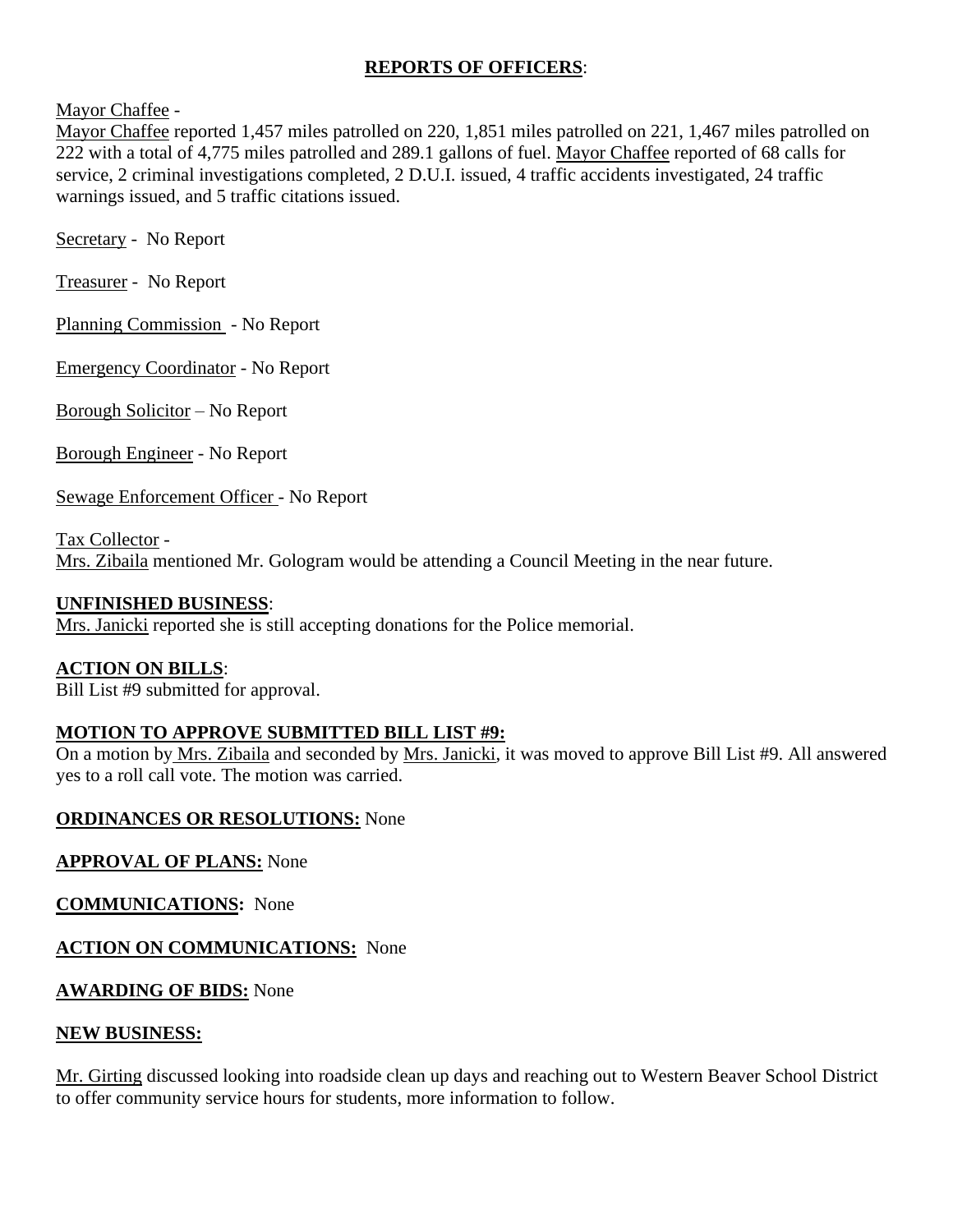**REPORTS OF OFFICERS**:

Mayor Chaffee -
Mayor Chaffee reported 1,457 miles patrolled on 220, 1,851 miles patrolled on 221, 1,467 miles patrolled on 222 with a total of 4,775 miles patrolled and 289.1 gallons of fuel. Mayor Chaffee reported of 68 calls for service, 2 criminal investigations completed, 2 D.U.I. issued, 4 traffic accidents investigated, 24 traffic warnings issued, and 5 traffic citations issued.

Secretary - No Report

Treasurer - No Report

Planning Commission - No Report

Emergency Coordinator - No Report

Borough Solicitor – No Report

Borough Engineer - No Report

Sewage Enforcement Officer - No Report

Tax Collector -
Mrs. Zibaila mentioned Mr. Gologram would be attending a Council Meeting in the near future.

**UNFINISHED BUSINESS**:
Mrs. Janicki reported she is still accepting donations for the Police memorial.

**ACTION ON BILLS**:
Bill List #9 submitted for approval.

**MOTION TO APPROVE SUBMITTED BILL LIST #9:**
On a motion by Mrs. Zibaila and seconded by Mrs. Janicki, it was moved to approve Bill List #9. All answered yes to a roll call vote. The motion was carried.

**ORDINANCES OR RESOLUTIONS:** None

**APPROVAL OF PLANS:** None

**COMMUNICATIONS:** None

**ACTION ON COMMUNICATIONS:** None

**AWARDING OF BIDS:** None

**NEW BUSINESS:**

Mr. Girting discussed looking into roadside clean up days and reaching out to Western Beaver School District to offer community service hours for students, more information to follow.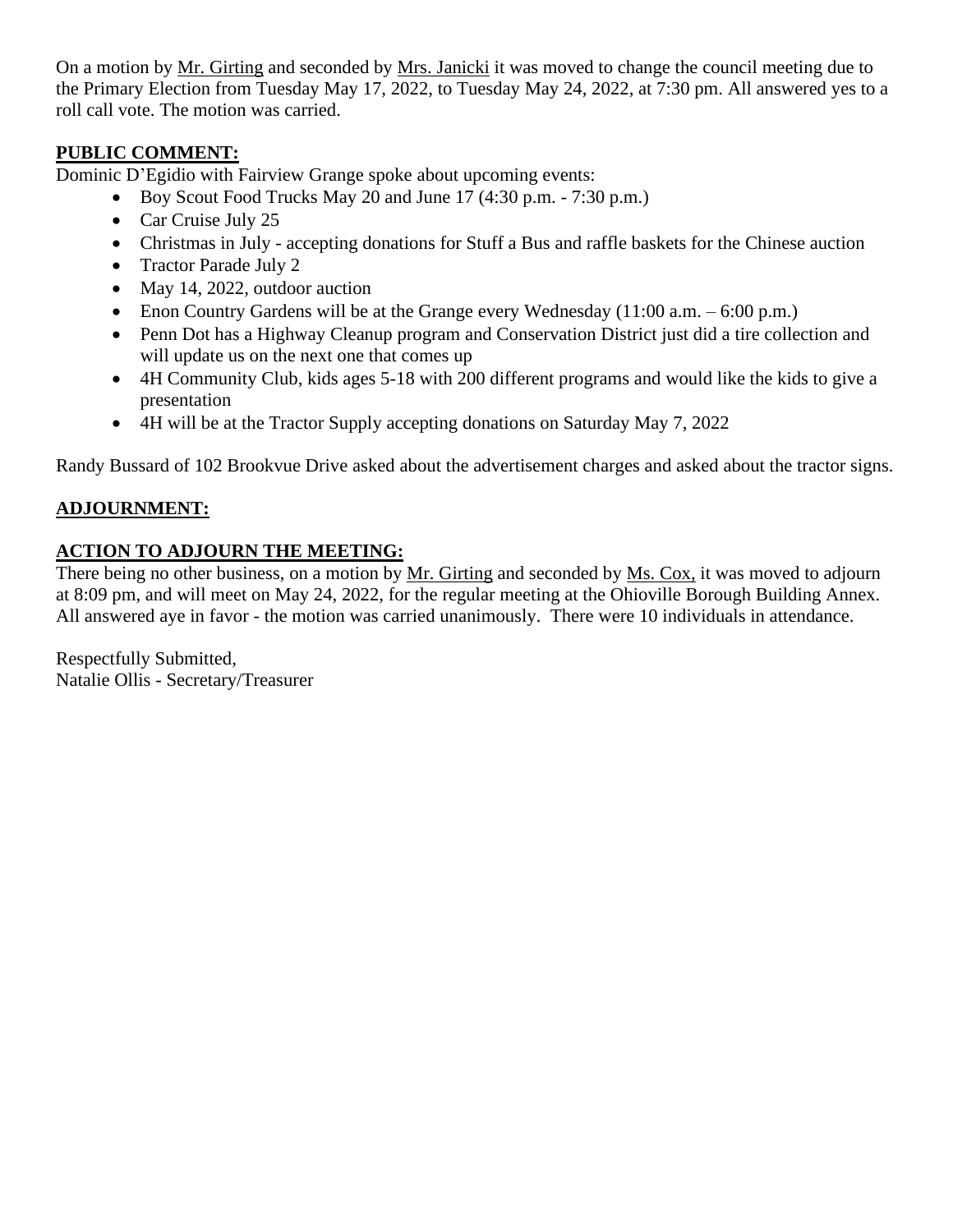On a motion by Mr. Girting and seconded by Mrs. Janicki it was moved to change the council meeting due to the Primary Election from Tuesday May 17, 2022, to Tuesday May 24, 2022, at 7:30 pm. All answered yes to a roll call vote. The motion was carried.

**PUBLIC COMMENT:**

Dominic D'Egidio with Fairview Grange spoke about upcoming events:

- Boy Scout Food Trucks May 20 and June 17 (4:30 p.m. - 7:30 p.m.)
- Car Cruise July 25
- Christmas in July - accepting donations for Stuff a Bus and raffle baskets for the Chinese auction
- Tractor Parade July 2
- May 14, 2022, outdoor auction
- Enon Country Gardens will be at the Grange every Wednesday (11:00 a.m. – 6:00 p.m.)
- Penn Dot has a Highway Cleanup program and Conservation District just did a tire collection and will update us on the next one that comes up
- 4H Community Club, kids ages 5-18 with 200 different programs and would like the kids to give a presentation
- 4H will be at the Tractor Supply accepting donations on Saturday May 7, 2022

Randy Bussard of 102 Brookvue Drive asked about the advertisement charges and asked about the tractor signs.

**ADJOURNMENT:**

**ACTION TO ADJOURN THE MEETING:**

There being no other business, on a motion by Mr. Girting and seconded by Ms. Cox, it was moved to adjourn at 8:09 pm, and will meet on May 24, 2022, for the regular meeting at the Ohioville Borough Building Annex. All answered aye in favor - the motion was carried unanimously. There were 10 individuals in attendance.

Respectfully Submitted,
Natalie Ollis - Secretary/Treasurer